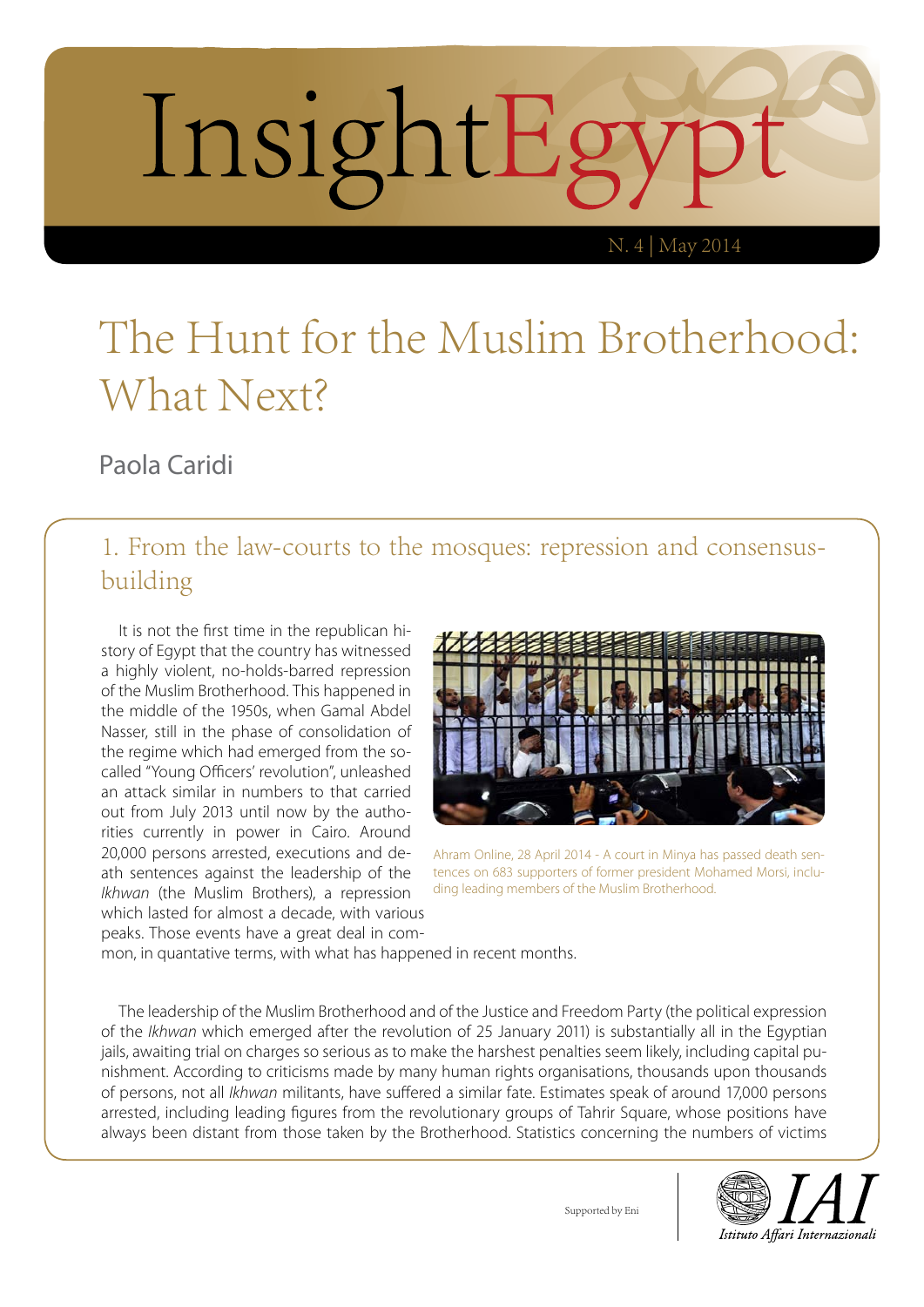InsightEgypt

N. 4 | May 2014

# The Hunt for the Muslim Brotherhood: What Next?

Paola Caridi

## 1. From the law-courts to the mosques: repression and consensus-building

It is not the first time in the republican history of Egypt that the country has witnessed a highly violent, no-holds-barred repression of the Muslim Brotherhood. This happened in the middle of the 1950s, when Gamal Abdel Nasser, still in the phase of consolidation of the regime which had emerged from the so-called "Young Officers' revolution", unleashed an attack similar in numbers to that carried out from July 2013 until now by the authorities currently in power in Cairo. Around 20,000 persons arrested, executions and death sentences against the leadership of the *Ikhwan* (the Muslim Brothers), a repression which lasted for almost a decade, with various peaks. Those events have a great deal in common, in quantative terms, with what has happened in recent months.

Ahram Online, 28 April 2014 - A court in Minya has passed death sentences on 683 supporters of former president Mohamed Morsi, including leading members of the Muslim Brotherhood.

The leadership of the Muslim Brotherhood and of the Justice and Freedom Party (the political expression of the *Ikhwan* which emerged after the revolution of 25 January 2011) is substantially all in the Egyptian jails, awaiting trial on charges so serious as to make the harshest penalties seem likely, including capital punishment. According to criticisms made by many human rights organisations, thousands upon thousands of persons, not all *Ikhwan* militants, have suffered a similar fate. Estimates speak of around 17,000 persons arrested, including leading figures from the revolutionary groups of Tahrir Square, whose positions have always been distant from those taken by the Brotherhood. Statistics concerning the numbers of victims

Supported by Eni

IAI Istituto Affari Internazionali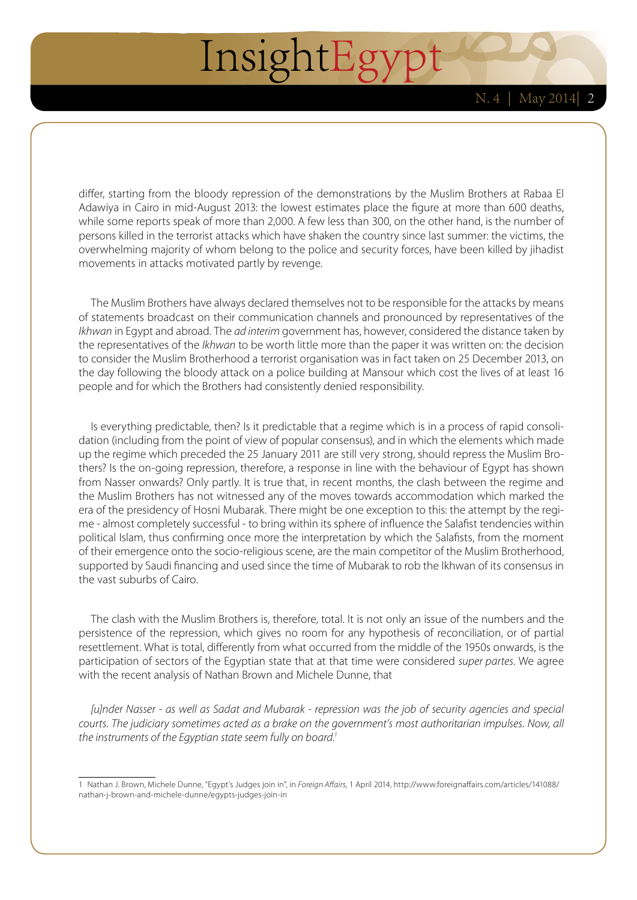differ, starting from the bloody repression of the demonstrations by the Muslim Brothers at Rabaa El Adawiya in Cairo in mid-August 2013: the lowest estimates place the figure at more than 600 deaths, while some reports speak of more than 2,000. A few less than 300, on the other hand, is the number of persons killed in the terrorist attacks which have shaken the country since last summer: the victims, the overwhelming majority of whom belong to the police and security forces, have been killed by jihadist movements in attacks motivated partly by revenge.

The Muslim Brothers have always declared themselves not to be responsible for the attacks by means of statements broadcast on their communication channels and pronounced by representatives of the *Ikhwan* in Egypt and abroad. The *ad interim* government has, however, considered the distance taken by the representatives of the *Ikhwan* to be worth little more than the paper it was written on: the decision to consider the Muslim Brotherhood a terrorist organisation was in fact taken on 25 December 2013, on the day following the bloody attack on a police building at Mansour which cost the lives of at least 16 people and for which the Brothers had consistently denied responsibility.

Is everything predictable, then? Is it predictable that a regime which is in a process of rapid consolidation (including from the point of view of popular consensus), and in which the elements which made up the regime which preceded the 25 January 2011 are still very strong, should repress the Muslim Brothers? Is the on-going repression, therefore, a response in line with the behaviour of Egypt has shown from Nasser onwards? Only partly. It is true that, in recent months, the clash between the regime and the Muslim Brothers has not witnessed any of the moves towards accommodation which marked the era of the presidency of Hosni Mubarak. There might be one exception to this: the attempt by the regime - almost completely successful - to bring within its sphere of influence the Salafist tendencies within political Islam, thus confirming once more the interpretation by which the Salafists, from the moment of their emergence onto the socio-religious scene, are the main competitor of the Muslim Brotherhood, supported by Saudi financing and used since the time of Mubarak to rob the Ikhwan of its consensus in the vast suburbs of Cairo.

The clash with the Muslim Brothers is, therefore, total. It is not only an issue of the numbers and the persistence of the repression, which gives no room for any hypothesis of reconciliation, or of partial resettlement. What is total, differently from what occurred from the middle of the 1950s onwards, is the participation of sectors of the Egyptian state that at that time were considered *super partes*. We agree with the recent analysis of Nathan Brown and Michele Dunne, that

*[u]nder Nasser - as well as Sadat and Mubarak - repression was the job of security agencies and special courts. The judiciary sometimes acted as a brake on the government's most authoritarian impulses. Now, all the instruments of the Egyptian state seem fully on board.*[1]

---

1 Nathan J. Brown, Michele Dunne, "Egypt's Judges join in", in *Foreign Affairs*, 1 April 2014, http://www.foreignaffairs.com/articles/141088/nathan-j-brown-and-michele-dunne/egypts-judges-join-in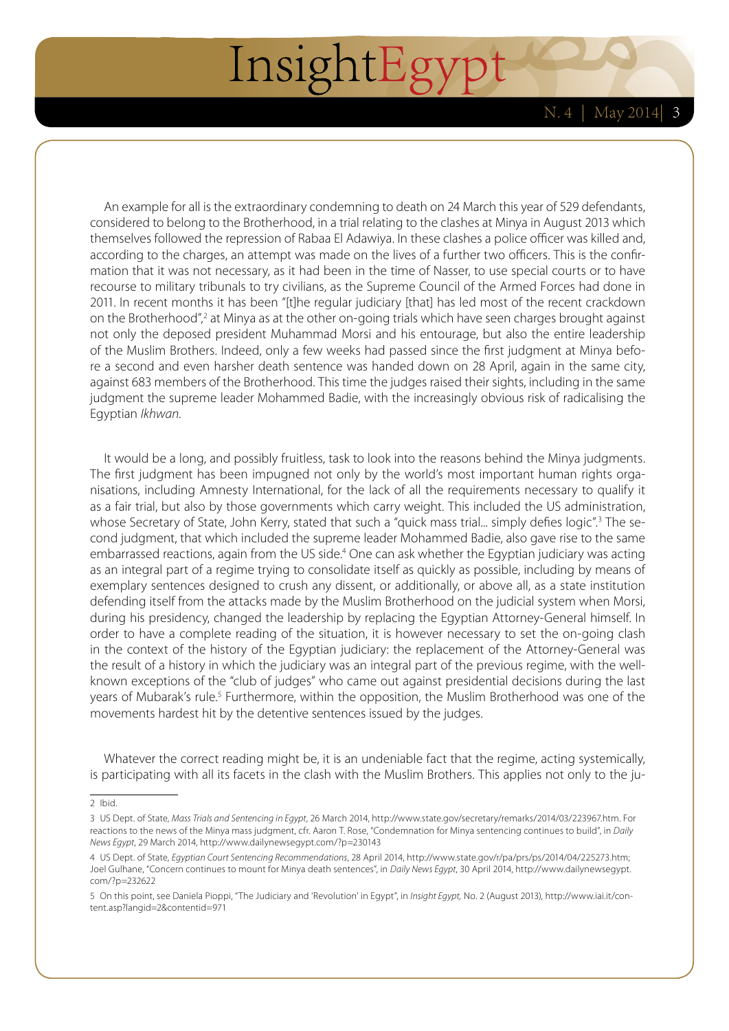An example for all is the extraordinary condemning to death on 24 March this year of 529 defendants, considered to belong to the Brotherhood, in a trial relating to the clashes at Minya in August 2013 which themselves followed the repression of Rabaa El Adawiya. In these clashes a police officer was killed and, according to the charges, an attempt was made on the lives of a further two officers. This is the confirmation that it was not necessary, as it had been in the time of Nasser, to use special courts or to have recourse to military tribunals to try civilians, as the Supreme Council of the Armed Forces had done in 2011. In recent months it has been "[t]he regular judiciary [that] has led most of the recent crackdown on the Brotherhood",[2] at Minya as at the other on-going trials which have seen charges brought against not only the deposed president Muhammad Morsi and his entourage, but also the entire leadership of the Muslim Brothers. Indeed, only a few weeks had passed since the first judgment at Minya before a second and even harsher death sentence was handed down on 28 April, again in the same city, against 683 members of the Brotherhood. This time the judges raised their sights, including in the same judgment the supreme leader Mohammed Badie, with the increasingly obvious risk of radicalising the Egyptian *Ikhwan*.

It would be a long, and possibly fruitless, task to look into the reasons behind the Minya judgments. The first judgment has been impugned not only by the world's most important human rights organisations, including Amnesty International, for the lack of all the requirements necessary to qualify it as a fair trial, but also by those governments which carry weight. This included the US administration, whose Secretary of State, John Kerry, stated that such a "quick mass trial... simply defies logic".[3] The second judgment, that which included the supreme leader Mohammed Badie, also gave rise to the same embarrassed reactions, again from the US side.[4] One can ask whether the Egyptian judiciary was acting as an integral part of a regime trying to consolidate itself as quickly as possible, including by means of exemplary sentences designed to crush any dissent, or additionally, or above all, as a state institution defending itself from the attacks made by the Muslim Brotherhood on the judicial system when Morsi, during his presidency, changed the leadership by replacing the Egyptian Attorney-General himself. In order to have a complete reading of the situation, it is however necessary to set the on-going clash in the context of the history of the Egyptian judiciary: the replacement of the Attorney-General was the result of a history in which the judiciary was an integral part of the previous regime, with the well-known exceptions of the "club of judges" who came out against presidential decisions during the last years of Mubarak's rule.[5] Furthermore, within the opposition, the Muslim Brotherhood was one of the movements hardest hit by the detentive sentences issued by the judges.

Whatever the correct reading might be, it is an undeniable fact that the regime, acting systemically, is participating with all its facets in the clash with the Muslim Brothers. This applies not only to the ju-

---

2 Ibid.

3 US Dept. of State, *Mass Trials and Sentencing in Egypt*, 26 March 2014, http://www.state.gov/secretary/remarks/2014/03/223967.htm. For reactions to the news of the Minya mass judgment, cfr. Aaron T. Rose, "Condemnation for Minya sentencing continues to build", in *Daily News Egypt*, 29 March 2014, http://www.dailynewsegypt.com/?p=230143

4 US Dept. of State, *Egyptian Court Sentencing Recommendations*, 28 April 2014, http://www.state.gov/r/pa/prs/ps/2014/04/225273.htm; Joel Gulhane, "Concern continues to mount for Minya death sentences", in *Daily News Egypt*, 30 April 2014, http://www.dailynewsegypt.com/?p=232622

5 On this point, see Daniela Pioppi, "The Judiciary and 'Revolution' in Egypt", in *Insight Egypt*, No. 2 (August 2013), http://www.iai.it/content.asp?langid=2&contentid=971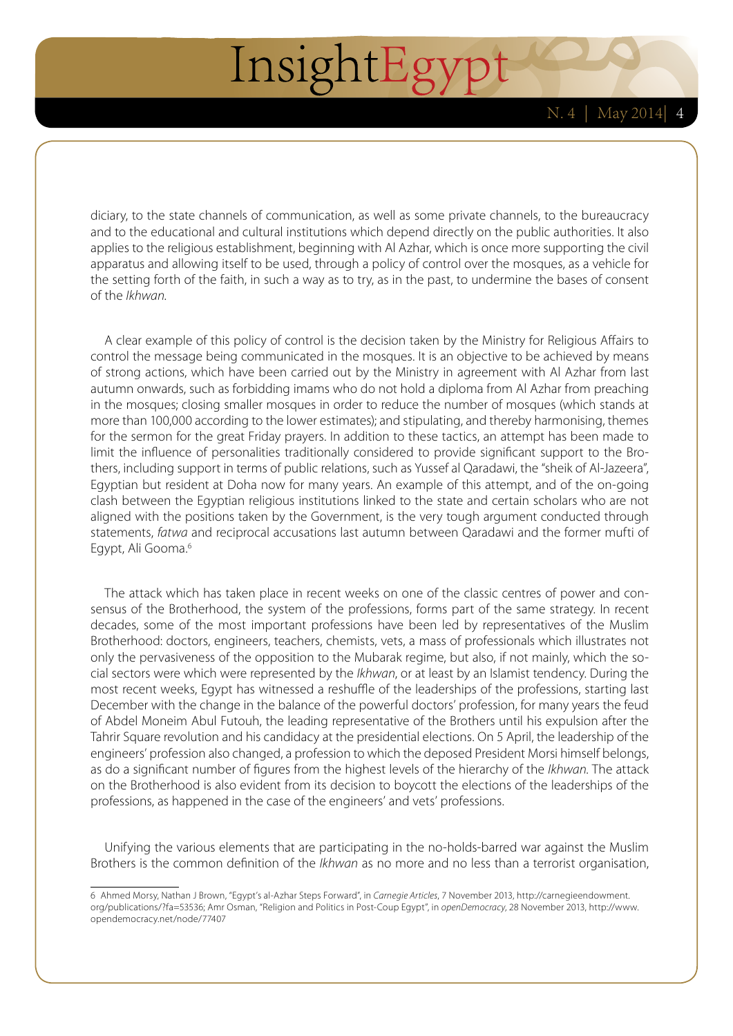diciary, to the state channels of communication, as well as some private channels, to the bureaucracy and to the educational and cultural institutions which depend directly on the public authorities. It also applies to the religious establishment, beginning with Al Azhar, which is once more supporting the civil apparatus and allowing itself to be used, through a policy of control over the mosques, as a vehicle for the setting forth of the faith, in such a way as to try, as in the past, to undermine the bases of consent of the *Ikhwan.*

A clear example of this policy of control is the decision taken by the Ministry for Religious Affairs to control the message being communicated in the mosques. It is an objective to be achieved by means of strong actions, which have been carried out by the Ministry in agreement with Al Azhar from last autumn onwards, such as forbidding imams who do not hold a diploma from Al Azhar from preaching in the mosques; closing smaller mosques in order to reduce the number of mosques (which stands at more than 100,000 according to the lower estimates); and stipulating, and thereby harmonising, themes for the sermon for the great Friday prayers. In addition to these tactics, an attempt has been made to limit the influence of personalities traditionally considered to provide significant support to the Brothers, including support in terms of public relations, such as Yussef al Qaradawi, the "sheik of Al-Jazeera", Egyptian but resident at Doha now for many years. An example of this attempt, and of the on-going clash between the Egyptian religious institutions linked to the state and certain scholars who are not aligned with the positions taken by the Government, is the very tough argument conducted through statements, *fatwa* and reciprocal accusations last autumn between Qaradawi and the former mufti of Egypt, Ali Gooma.[6]

The attack which has taken place in recent weeks on one of the classic centres of power and consensus of the Brotherhood, the system of the professions, forms part of the same strategy. In recent decades, some of the most important professions have been led by representatives of the Muslim Brotherhood: doctors, engineers, teachers, chemists, vets, a mass of professionals which illustrates not only the pervasiveness of the opposition to the Mubarak regime, but also, if not mainly, which the social sectors were which were represented by the *Ikhwan*, or at least by an Islamist tendency. During the most recent weeks, Egypt has witnessed a reshuffle of the leaderships of the professions, starting last December with the change in the balance of the powerful doctors' profession, for many years the feud of Abdel Moneim Abul Futouh, the leading representative of the Brothers until his expulsion after the Tahrir Square revolution and his candidacy at the presidential elections. On 5 April, the leadership of the engineers' profession also changed, a profession to which the deposed President Morsi himself belongs, as do a significant number of figures from the highest levels of the hierarchy of the *Ikhwan.* The attack on the Brotherhood is also evident from its decision to boycott the elections of the leaderships of the professions, as happened in the case of the engineers' and vets' professions.

Unifying the various elements that are participating in the no-holds-barred war against the Muslim Brothers is the common definition of the *Ikhwan* as no more and no less than a terrorist organisation,

---

6 Ahmed Morsy, Nathan J Brown, "Egypt's al-Azhar Steps Forward", in *Carnegie Articles*, 7 November 2013, http://carnegieendowment.org/publications/?fa=53536; Amr Osman, "Religion and Politics in Post-Coup Egypt", in *openDemocracy*, 28 November 2013, http://www.opendemocracy.net/node/77407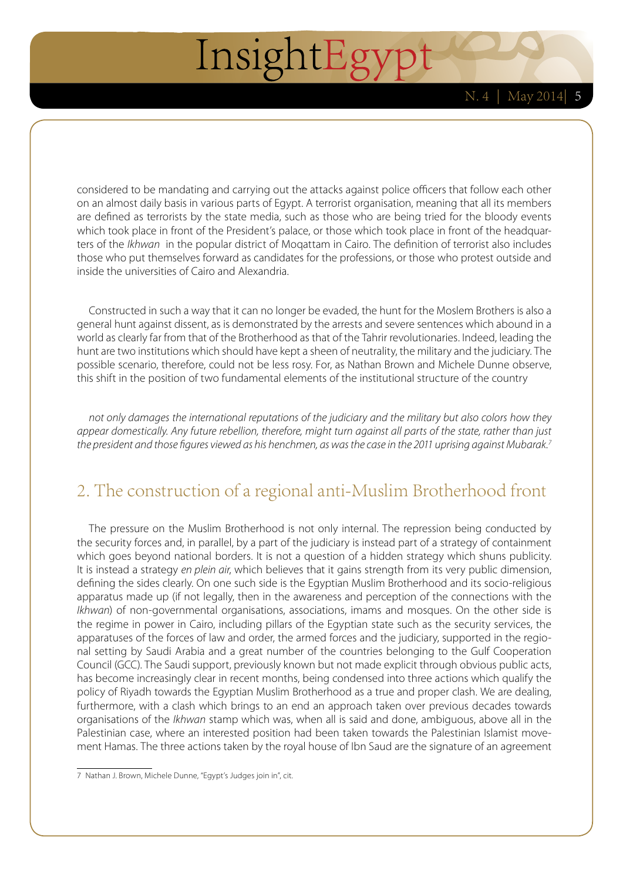considered to be mandating and carrying out the attacks against police officers that follow each other on an almost daily basis in various parts of Egypt. A terrorist organisation, meaning that all its members are defined as terrorists by the state media, such as those who are being tried for the bloody events which took place in front of the President's palace, or those which took place in front of the headquarters of the *Ikhwan* in the popular district of Moqattam in Cairo. The definition of terrorist also includes those who put themselves forward as candidates for the professions, or those who protest outside and inside the universities of Cairo and Alexandria.

Constructed in such a way that it can no longer be evaded, the hunt for the Moslem Brothers is also a general hunt against dissent, as is demonstrated by the arrests and severe sentences which abound in a world as clearly far from that of the Brotherhood as that of the Tahrir revolutionaries. Indeed, leading the hunt are two institutions which should have kept a sheen of neutrality, the military and the judiciary. The possible scenario, therefore, could not be less rosy. For, as Nathan Brown and Michele Dunne observe, this shift in the position of two fundamental elements of the institutional structure of the country

*not only damages the international reputations of the judiciary and the military but also colors how they appear domestically. Any future rebellion, therefore, might turn against all parts of the state, rather than just the president and those figures viewed as his henchmen, as was the case in the 2011 uprising against Mubarak.*[7]

## 2. The construction of a regional anti-Muslim Brotherhood front

The pressure on the Muslim Brotherhood is not only internal. The repression being conducted by the security forces and, in parallel, by a part of the judiciary is instead part of a strategy of containment which goes beyond national borders. It is not a question of a hidden strategy which shuns publicity. It is instead a strategy *en plein air*, which believes that it gains strength from its very public dimension, defining the sides clearly. On one such side is the Egyptian Muslim Brotherhood and its socio-religious apparatus made up (if not legally, then in the awareness and perception of the connections with the *Ikhwan*) of non-governmental organisations, associations, imams and mosques. On the other side is the regime in power in Cairo, including pillars of the Egyptian state such as the security services, the apparatuses of the forces of law and order, the armed forces and the judiciary, supported in the regional setting by Saudi Arabia and a great number of the countries belonging to the Gulf Cooperation Council (GCC). The Saudi support, previously known but not made explicit through obvious public acts, has become increasingly clear in recent months, being condensed into three actions which qualify the policy of Riyadh towards the Egyptian Muslim Brotherhood as a true and proper clash. We are dealing, furthermore, with a clash which brings to an end an approach taken over previous decades towards organisations of the *Ikhwan* stamp which was, when all is said and done, ambiguous, above all in the Palestinian case, where an interested position had been taken towards the Palestinian Islamist movement Hamas. The three actions taken by the royal house of Ibn Saud are the signature of an agreement

---

7 Nathan J. Brown, Michele Dunne, "Egypt's Judges join in", cit.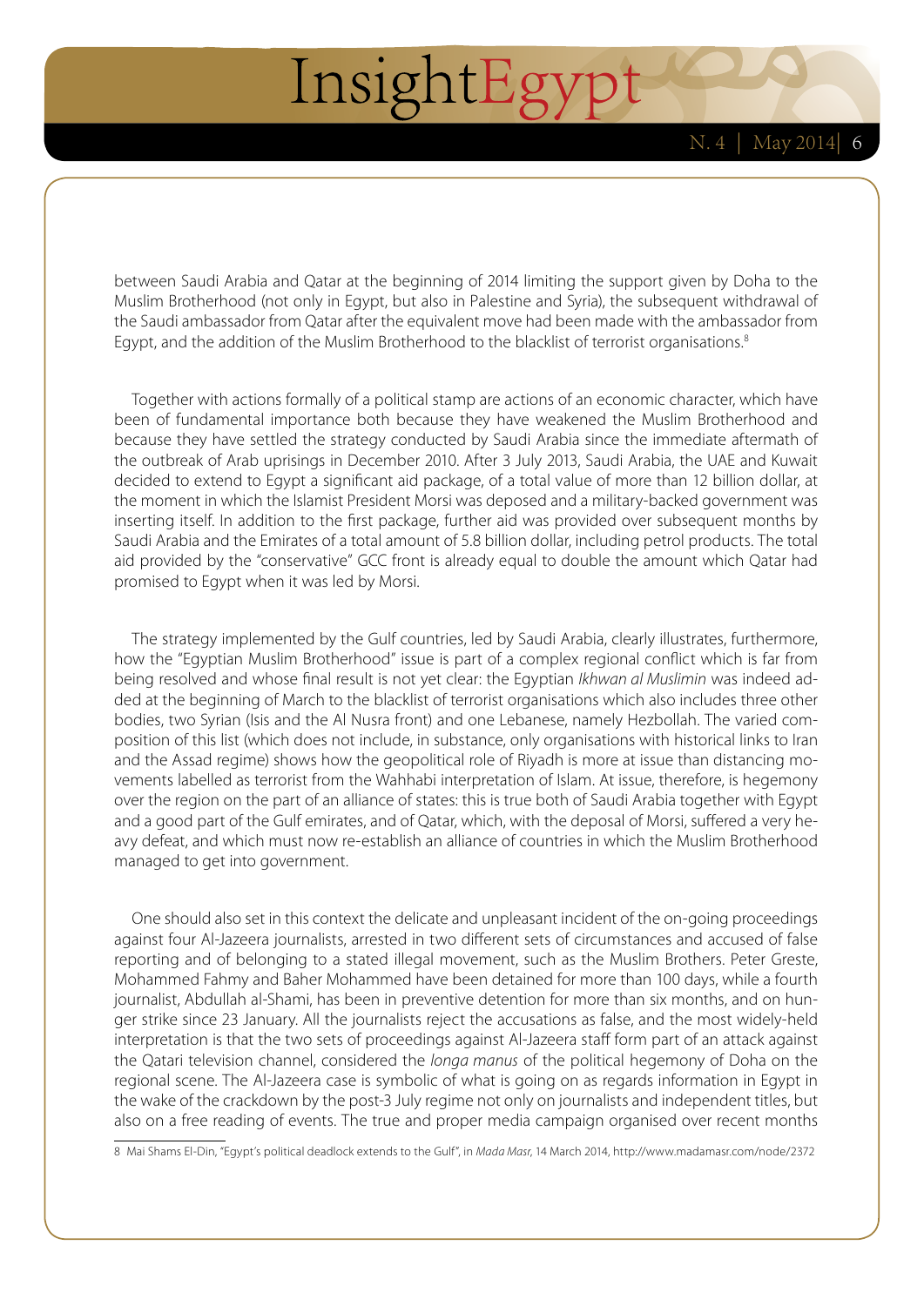between Saudi Arabia and Qatar at the beginning of 2014 limiting the support given by Doha to the Muslim Brotherhood (not only in Egypt, but also in Palestine and Syria), the subsequent withdrawal of the Saudi ambassador from Qatar after the equivalent move had been made with the ambassador from Egypt, and the addition of the Muslim Brotherhood to the blacklist of terrorist organisations.[8]

Together with actions formally of a political stamp are actions of an economic character, which have been of fundamental importance both because they have weakened the Muslim Brotherhood and because they have settled the strategy conducted by Saudi Arabia since the immediate aftermath of the outbreak of Arab uprisings in December 2010. After 3 July 2013, Saudi Arabia, the UAE and Kuwait decided to extend to Egypt a significant aid package, of a total value of more than 12 billion dollar, at the moment in which the Islamist President Morsi was deposed and a military-backed government was inserting itself. In addition to the first package, further aid was provided over subsequent months by Saudi Arabia and the Emirates of a total amount of 5.8 billion dollar, including petrol products. The total aid provided by the "conservative" GCC front is already equal to double the amount which Qatar had promised to Egypt when it was led by Morsi.

The strategy implemented by the Gulf countries, led by Saudi Arabia, clearly illustrates, furthermore, how the "Egyptian Muslim Brotherhood" issue is part of a complex regional conflict which is far from being resolved and whose final result is not yet clear: the Egyptian *Ikhwan al Muslimin* was indeed added at the beginning of March to the blacklist of terrorist organisations which also includes three other bodies, two Syrian (Isis and the Al Nusra front) and one Lebanese, namely Hezbollah. The varied composition of this list (which does not include, in substance, only organisations with historical links to Iran and the Assad regime) shows how the geopolitical role of Riyadh is more at issue than distancing movements labelled as terrorist from the Wahhabi interpretation of Islam. At issue, therefore, is hegemony over the region on the part of an alliance of states: this is true both of Saudi Arabia together with Egypt and a good part of the Gulf emirates, and of Qatar, which, with the deposal of Morsi, suffered a very heavy defeat, and which must now re-establish an alliance of countries in which the Muslim Brotherhood managed to get into government.

One should also set in this context the delicate and unpleasant incident of the on-going proceedings against four Al-Jazeera journalists, arrested in two different sets of circumstances and accused of false reporting and of belonging to a stated illegal movement, such as the Muslim Brothers. Peter Greste, Mohammed Fahmy and Baher Mohammed have been detained for more than 100 days, while a fourth journalist, Abdullah al-Shami, has been in preventive detention for more than six months, and on hunger strike since 23 January. All the journalists reject the accusations as false, and the most widely-held interpretation is that the two sets of proceedings against Al-Jazeera staff form part of an attack against the Qatari television channel, considered the *longa manus* of the political hegemony of Doha on the regional scene. The Al-Jazeera case is symbolic of what is going on as regards information in Egypt in the wake of the crackdown by the post-3 July regime not only on journalists and independent titles, but also on a free reading of events. The true and proper media campaign organised over recent months

8 Mai Shams El-Din, "Egypt's political deadlock extends to the Gulf", in *Mada Masr*, 14 March 2014, http://www.madamasr.com/node/2372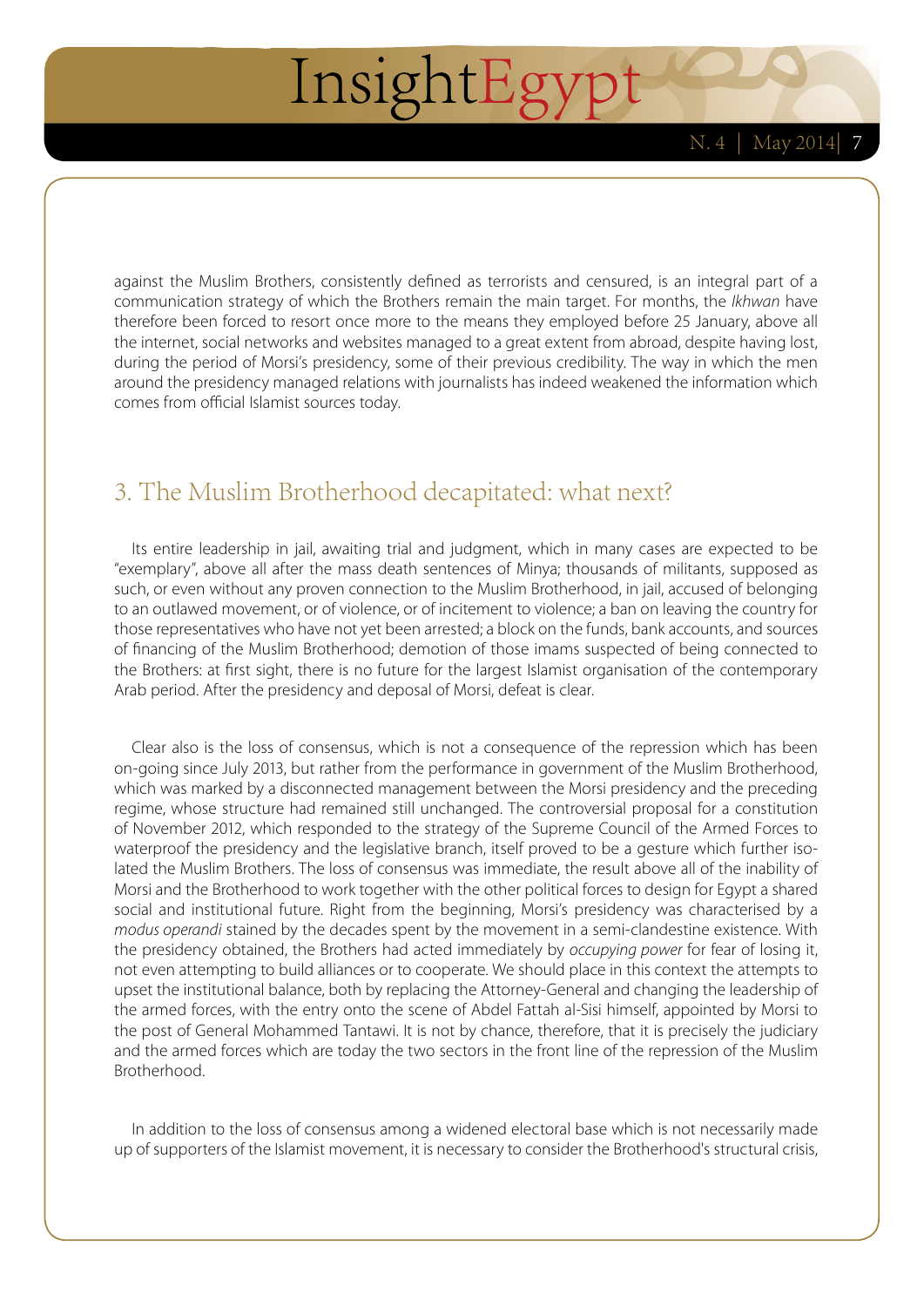against the Muslim Brothers, consistently defined as terrorists and censured, is an integral part of a communication strategy of which the Brothers remain the main target. For months, the *Ikhwan* have therefore been forced to resort once more to the means they employed before 25 January, above all the internet, social networks and websites managed to a great extent from abroad, despite having lost, during the period of Morsi's presidency, some of their previous credibility. The way in which the men around the presidency managed relations with journalists has indeed weakened the information which comes from official Islamist sources today.

## 3. The Muslim Brotherhood decapitated: what next?

Its entire leadership in jail, awaiting trial and judgment, which in many cases are expected to be "exemplary", above all after the mass death sentences of Minya; thousands of militants, supposed as such, or even without any proven connection to the Muslim Brotherhood, in jail, accused of belonging to an outlawed movement, or of violence, or of incitement to violence; a ban on leaving the country for those representatives who have not yet been arrested; a block on the funds, bank accounts, and sources of financing of the Muslim Brotherhood; demotion of those imams suspected of being connected to the Brothers: at first sight, there is no future for the largest Islamist organisation of the contemporary Arab period. After the presidency and deposal of Morsi, defeat is clear.

Clear also is the loss of consensus, which is not a consequence of the repression which has been on-going since July 2013, but rather from the performance in government of the Muslim Brotherhood, which was marked by a disconnected management between the Morsi presidency and the preceding regime, whose structure had remained still unchanged. The controversial proposal for a constitution of November 2012, which responded to the strategy of the Supreme Council of the Armed Forces to waterproof the presidency and the legislative branch, itself proved to be a gesture which further isolated the Muslim Brothers. The loss of consensus was immediate, the result above all of the inability of Morsi and the Brotherhood to work together with the other political forces to design for Egypt a shared social and institutional future. Right from the beginning, Morsi's presidency was characterised by a *modus operandi* stained by the decades spent by the movement in a semi-clandestine existence. With the presidency obtained, the Brothers had acted immediately by *occupying power* for fear of losing it, not even attempting to build alliances or to cooperate. We should place in this context the attempts to upset the institutional balance, both by replacing the Attorney-General and changing the leadership of the armed forces, with the entry onto the scene of Abdel Fattah al-Sisi himself, appointed by Morsi to the post of General Mohammed Tantawi. It is not by chance, therefore, that it is precisely the judiciary and the armed forces which are today the two sectors in the front line of the repression of the Muslim Brotherhood.

In addition to the loss of consensus among a widened electoral base which is not necessarily made up of supporters of the Islamist movement, it is necessary to consider the Brotherhood's structural crisis,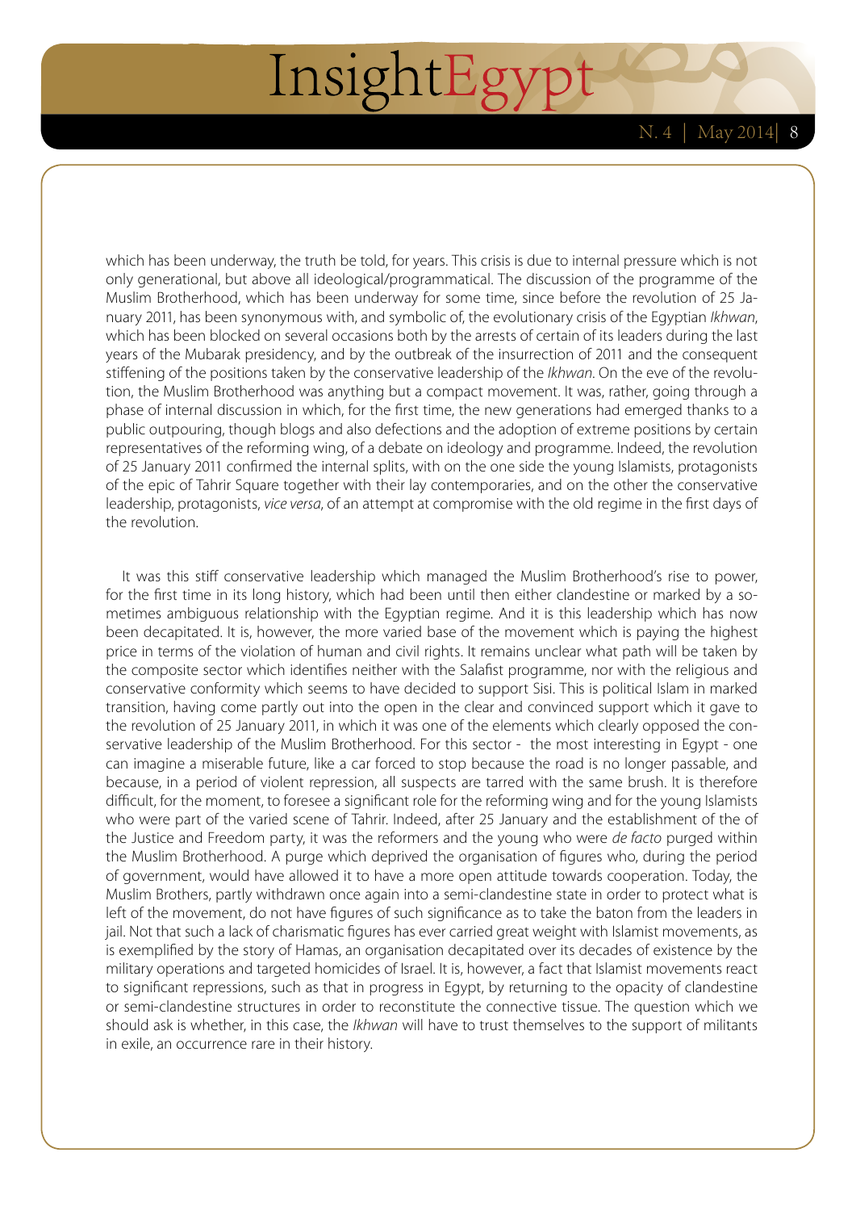which has been underway, the truth be told, for years. This crisis is due to internal pressure which is not only generational, but above all ideological/programmatical. The discussion of the programme of the Muslim Brotherhood, which has been underway for some time, since before the revolution of 25 January 2011, has been synonymous with, and symbolic of, the evolutionary crisis of the Egyptian *Ikhwan*, which has been blocked on several occasions both by the arrests of certain of its leaders during the last years of the Mubarak presidency, and by the outbreak of the insurrection of 2011 and the consequent stiffening of the positions taken by the conservative leadership of the *Ikhwan*. On the eve of the revolution, the Muslim Brotherhood was anything but a compact movement. It was, rather, going through a phase of internal discussion in which, for the first time, the new generations had emerged thanks to a public outpouring, though blogs and also defections and the adoption of extreme positions by certain representatives of the reforming wing, of a debate on ideology and programme. Indeed, the revolution of 25 January 2011 confirmed the internal splits, with on the one side the young Islamists, protagonists of the epic of Tahrir Square together with their lay contemporaries, and on the other the conservative leadership, protagonists, *vice versa*, of an attempt at compromise with the old regime in the first days of the revolution.

It was this stiff conservative leadership which managed the Muslim Brotherhood's rise to power, for the first time in its long history, which had been until then either clandestine or marked by a sometimes ambiguous relationship with the Egyptian regime. And it is this leadership which has now been decapitated. It is, however, the more varied base of the movement which is paying the highest price in terms of the violation of human and civil rights. It remains unclear what path will be taken by the composite sector which identifies neither with the Salafist programme, nor with the religious and conservative conformity which seems to have decided to support Sisi. This is political Islam in marked transition, having come partly out into the open in the clear and convinced support which it gave to the revolution of 25 January 2011, in which it was one of the elements which clearly opposed the conservative leadership of the Muslim Brotherhood. For this sector - the most interesting in Egypt - one can imagine a miserable future, like a car forced to stop because the road is no longer passable, and because, in a period of violent repression, all suspects are tarred with the same brush. It is therefore difficult, for the moment, to foresee a significant role for the reforming wing and for the young Islamists who were part of the varied scene of Tahrir. Indeed, after 25 January and the establishment of the of the Justice and Freedom party, it was the reformers and the young who were *de facto* purged within the Muslim Brotherhood. A purge which deprived the organisation of figures who, during the period of government, would have allowed it to have a more open attitude towards cooperation. Today, the Muslim Brothers, partly withdrawn once again into a semi-clandestine state in order to protect what is left of the movement, do not have figures of such significance as to take the baton from the leaders in jail. Not that such a lack of charismatic figures has ever carried great weight with Islamist movements, as is exemplified by the story of Hamas, an organisation decapitated over its decades of existence by the military operations and targeted homicides of Israel. It is, however, a fact that Islamist movements react to significant repressions, such as that in progress in Egypt, by returning to the opacity of clandestine or semi-clandestine structures in order to reconstitute the connective tissue. The question which we should ask is whether, in this case, the *Ikhwan* will have to trust themselves to the support of militants in exile, an occurrence rare in their history.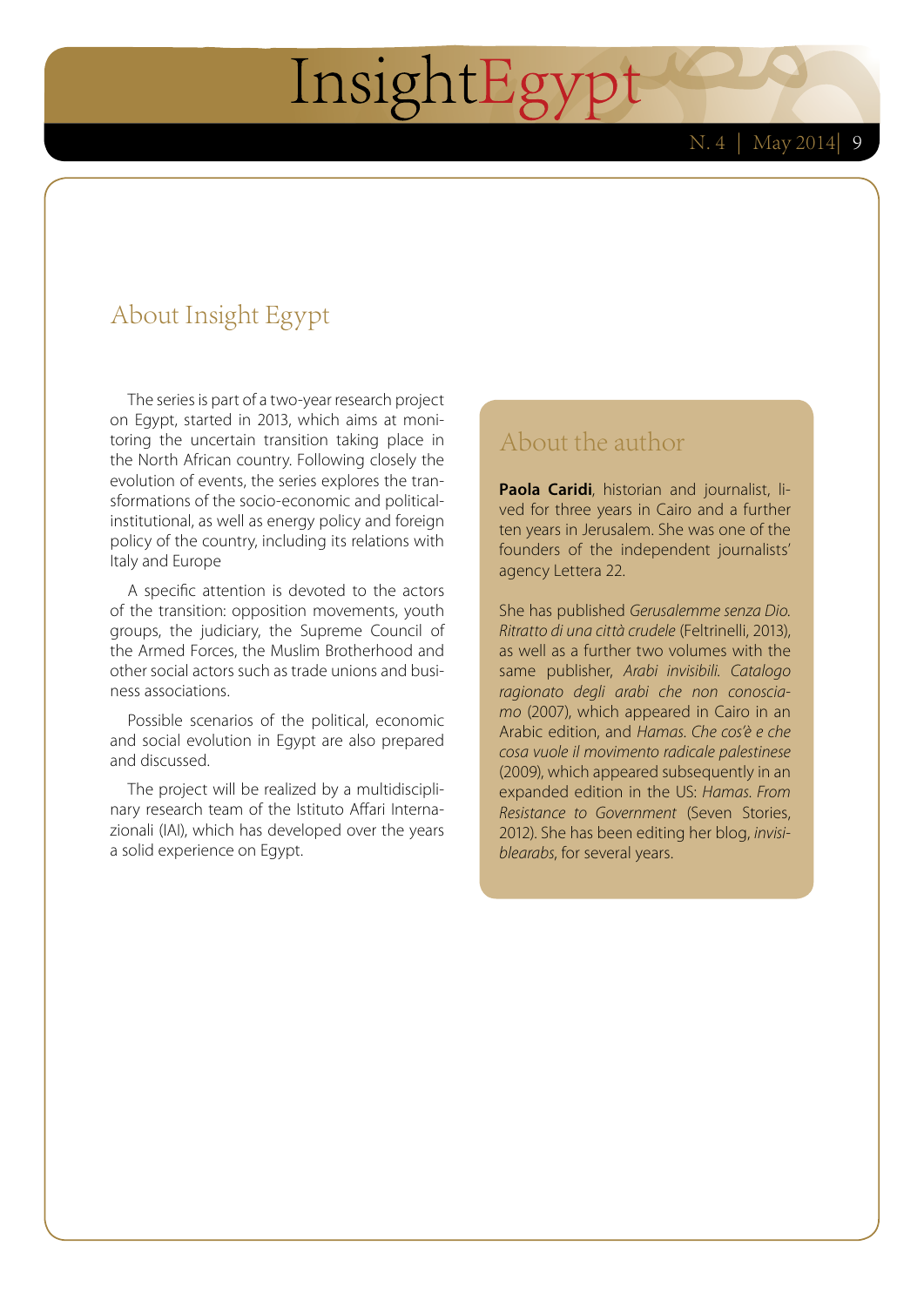## About Insight Egypt

The series is part of a two-year research project on Egypt, started in 2013, which aims at monitoring the uncertain transition taking place in the North African country. Following closely the evolution of events, the series explores the transformations of the socio-economic and political-institutional, as well as energy policy and foreign policy of the country, including its relations with Italy and Europe

A specific attention is devoted to the actors of the transition: opposition movements, youth groups, the judiciary, the Supreme Council of the Armed Forces, the Muslim Brotherhood and other social actors such as trade unions and business associations.

Possible scenarios of the political, economic and social evolution in Egypt are also prepared and discussed.

The project will be realized by a multidisciplinary research team of the Istituto Affari Internazionali (IAI), which has developed over the years a solid experience on Egypt.

## About the author

**Paola Caridi**, historian and journalist, lived for three years in Cairo and a further ten years in Jerusalem. She was one of the founders of the independent journalists' agency Lettera 22.

She has published *Gerusalemme senza Dio. Ritratto di una città crudele* (Feltrinelli, 2013), as well as a further two volumes with the same publisher, *Arabi invisibili. Catalogo ragionato degli arabi che non conosciamo* (2007), which appeared in Cairo in an Arabic edition, and *Hamas. Che cos'è e che cosa vuole il movimento radicale palestinese* (2009), which appeared subsequently in an expanded edition in the US: *Hamas. From Resistance to Government* (Seven Stories, 2012). She has been editing her blog, *invisiblearabs*, for several years.